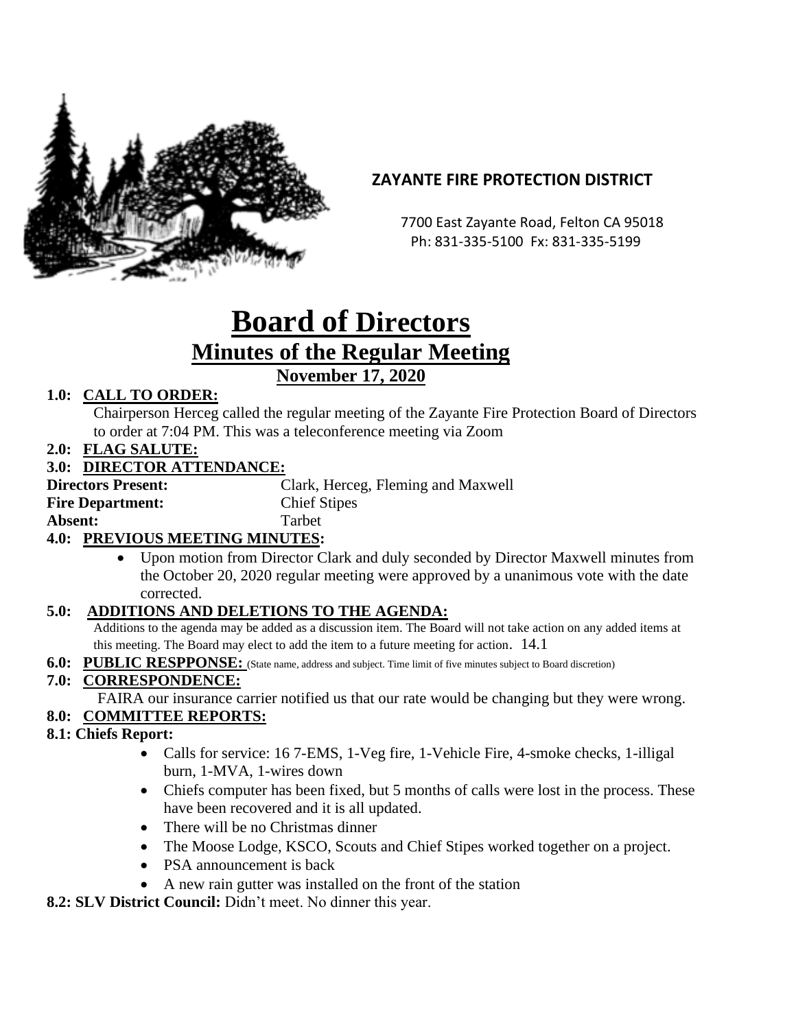**ZAYANTE FIRE PROTECTION DISTRICT**

7700 East Zayante Road, Felton CA 95018
Ph: 831-335-5100 Fx: 831-335-5199

# Board of Directors

## Minutes of the Regular Meeting

### November 17, 2020

**1.0: CALL TO ORDER:**

Chairperson Herceg called the regular meeting of the Zayante Fire Protection Board of Directors to order at 7:04 PM. This was a teleconference meeting via Zoom

**2.0: FLAG SALUTE:**

**3.0: DIRECTOR ATTENDANCE:**

**Directors Present:** Clark, Herceg, Fleming and Maxwell
**Fire Department:** Chief Stipes
**Absent:** Tarbet

**4.0: PREVIOUS MEETING MINUTES:**

- Upon motion from Director Clark and duly seconded by Director Maxwell minutes from the October 20, 2020 regular meeting were approved by a unanimous vote with the date corrected.

**5.0: ADDITIONS AND DELETIONS TO THE AGENDA:**

Additions to the agenda may be added as a discussion item. The Board will not take action on any added items at this meeting. The Board may elect to add the item to a future meeting for action. 14.1

**6.0: PUBLIC RESPPONSE:** (State name, address and subject. Time limit of five minutes subject to Board discretion)

**7.0: CORRESPONDENCE:**

FAIRA our insurance carrier notified us that our rate would be changing but they were wrong.

**8.0: COMMITTEE REPORTS:**

**8.1: Chiefs Report:**

- Calls for service: 16 7-EMS, 1-Veg fire, 1-Vehicle Fire, 4-smoke checks, 1-illigal burn, 1-MVA, 1-wires down
- Chiefs computer has been fixed, but 5 months of calls were lost in the process. These have been recovered and it is all updated.
- There will be no Christmas dinner
- The Moose Lodge, KSCO, Scouts and Chief Stipes worked together on a project.
- PSA announcement is back
- A new rain gutter was installed on the front of the station

**8.2: SLV District Council:** Didn't meet. No dinner this year.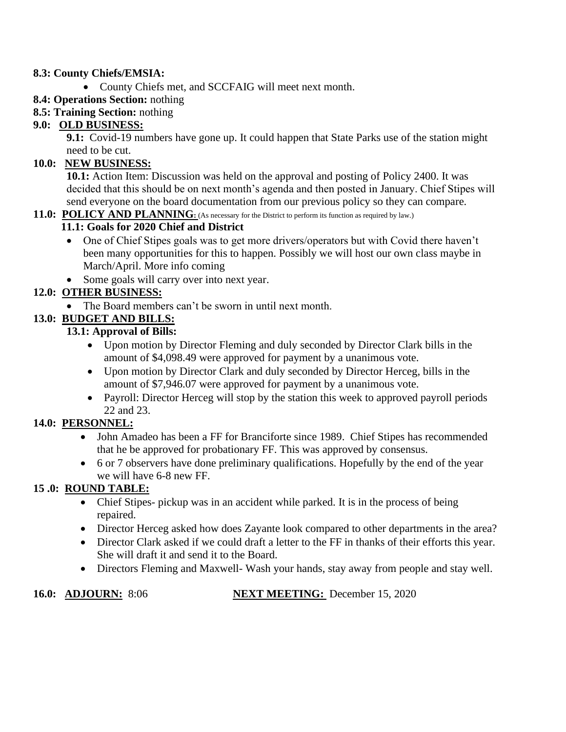**8.3: County Chiefs/EMSIA:**

- County Chiefs met, and SCCFAIG will meet next month.

**8.4: Operations Section:** nothing

**8.5: Training Section:** nothing

**9.0: OLD BUSINESS:**

**9.1:** Covid-19 numbers have gone up. It could happen that State Parks use of the station might need to be cut.

**10.0: NEW BUSINESS:**

**10.1:** Action Item: Discussion was held on the approval and posting of Policy 2400. It was decided that this should be on next month's agenda and then posted in January. Chief Stipes will send everyone on the board documentation from our previous policy so they can compare.

**11.0: POLICY AND PLANNING:** (As necessary for the District to perform its function as required by law.)

**11.1: Goals for 2020 Chief and District**

- One of Chief Stipes goals was to get more drivers/operators but with Covid there haven't been many opportunities for this to happen. Possibly we will host our own class maybe in March/April. More info coming
- Some goals will carry over into next year.

**12.0: OTHER BUSINESS:**

- The Board members can't be sworn in until next month.

**13.0: BUDGET AND BILLS:**

**13.1: Approval of Bills:**

- Upon motion by Director Fleming and duly seconded by Director Clark bills in the amount of $4,098.49 were approved for payment by a unanimous vote.
- Upon motion by Director Clark and duly seconded by Director Herceg, bills in the amount of $7,946.07 were approved for payment by a unanimous vote.
- Payroll: Director Herceg will stop by the station this week to approved payroll periods 22 and 23.

**14.0: PERSONNEL:**

- John Amadeo has been a FF for Branciforte since 1989. Chief Stipes has recommended that he be approved for probationary FF. This was approved by consensus.
- 6 or 7 observers have done preliminary qualifications. Hopefully by the end of the year we will have 6-8 new FF.

**15 .0: ROUND TABLE:**

- Chief Stipes- pickup was in an accident while parked. It is in the process of being repaired.
- Director Herceg asked how does Zayante look compared to other departments in the area?
- Director Clark asked if we could draft a letter to the FF in thanks of their efforts this year. She will draft it and send it to the Board.
- Directors Fleming and Maxwell- Wash your hands, stay away from people and stay well.

**16.0: ADJOURN:** 8:06 **NEXT MEETING:** December 15, 2020